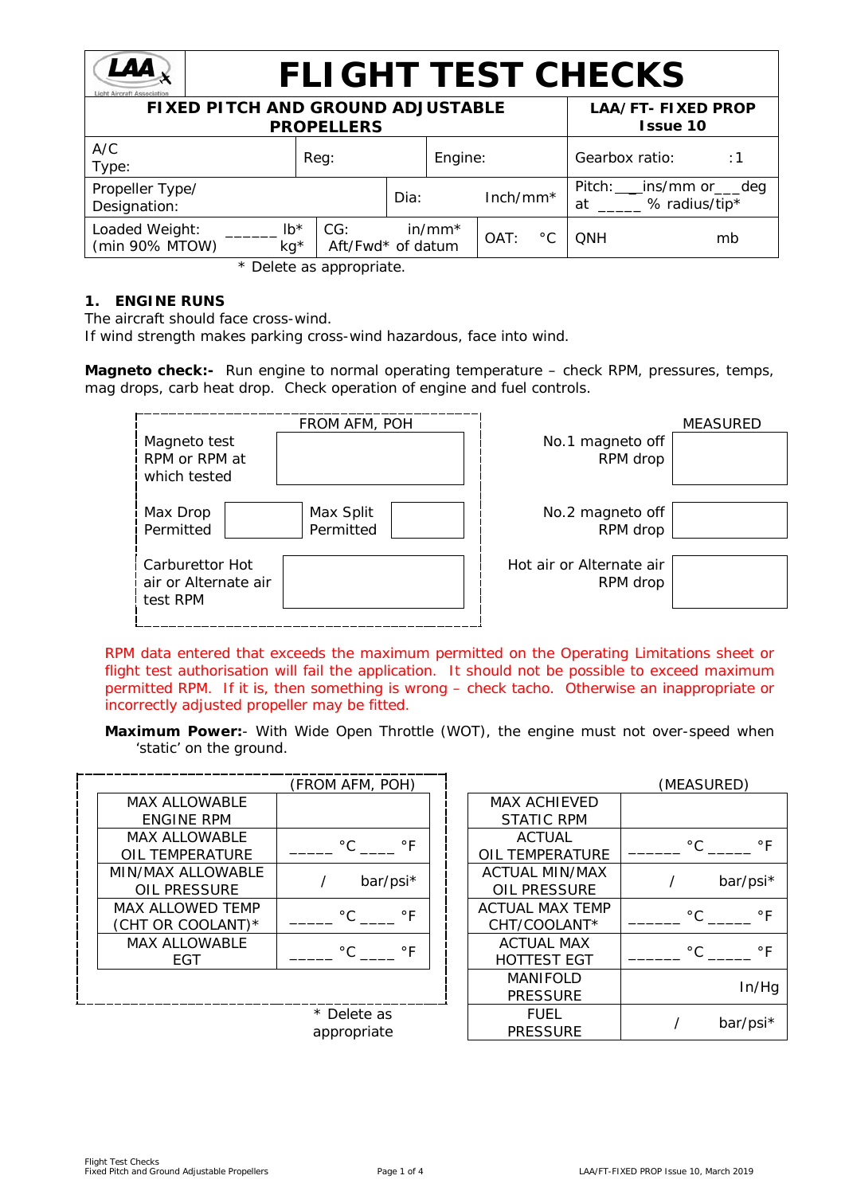# FLIGHT TEST CHECKS

| FIXED PITCH AND GROUND ADJUSTABLE PROPELLERS | | | LAA/FT- FIXED PROP Issue 10 |
|---|---|---|---|
| A/C Type: | Reg: | Engine: | Gearbox ratio: :1 |
| Propeller Type/ Designation: | | Dia: Inch/mm* | Pitch: __ins/mm or___deg at _____ % radius/tip* |
| Loaded Weight: (min 90% MTOW) ______ lb* kg* | CG: in/mm* Aft/Fwd* of datum | OAT: °C | QNH mb |

\* Delete as appropriate.

## 1. ENGINE RUNS

The aircraft should face cross-wind.
If wind strength makes parking cross-wind hazardous, face into wind.

**Magneto check:-** Run engine to normal operating temperature – check RPM, pressures, temps, mag drops, carb heat drop. Check operation of engine and fuel controls.

| | FROM AFM, POH | | | | MEASURED |
|---|---|---|---|---|---|
| Magneto test RPM or RPM at which tested | | | | No.1 magneto off RPM drop | |
| Max Drop Permitted | | Max Split Permitted | | No.2 magneto off RPM drop | |
| Carburettor Hot air or Alternate air test RPM | | | | Hot air or Alternate air RPM drop | |

RPM data entered that exceeds the maximum permitted on the Operating Limitations sheet or flight test authorisation will fail the application. It should not be possible to exceed maximum permitted RPM. If it is, then something is wrong – check tacho. Otherwise an inappropriate or incorrectly adjusted propeller may be fitted.

**Maximum Power:**- With Wide Open Throttle (WOT), the engine must not over-speed when 'static' on the ground.

| | (FROM AFM, POH) |
|---|---|
| MAX ALLOWABLE ENGINE RPM | |
| MAX ALLOWABLE OIL TEMPERATURE | _____ °C ____ °F |
| MIN/MAX ALLOWABLE OIL PRESSURE | / bar/psi* |
| MAX ALLOWED TEMP (CHT OR COOLANT)* | _____ °C ____ °F |
| MAX ALLOWABLE EGT | _____ °C ____ °F |

\* Delete as appropriate

| | (MEASURED) |
|---|---|
| MAX ACHIEVED STATIC RPM | |
| ACTUAL OIL TEMPERATURE | ______ °C _____ °F |
| ACTUAL MIN/MAX OIL PRESSURE | / bar/psi* |
| ACTUAL MAX TEMP CHT/COOLANT* | ______ °C _____ °F |
| ACTUAL MAX HOTTEST EGT | ______ °C _____ °F |
| MANIFOLD PRESSURE | In/Hg |
| FUEL PRESSURE | / bar/psi* |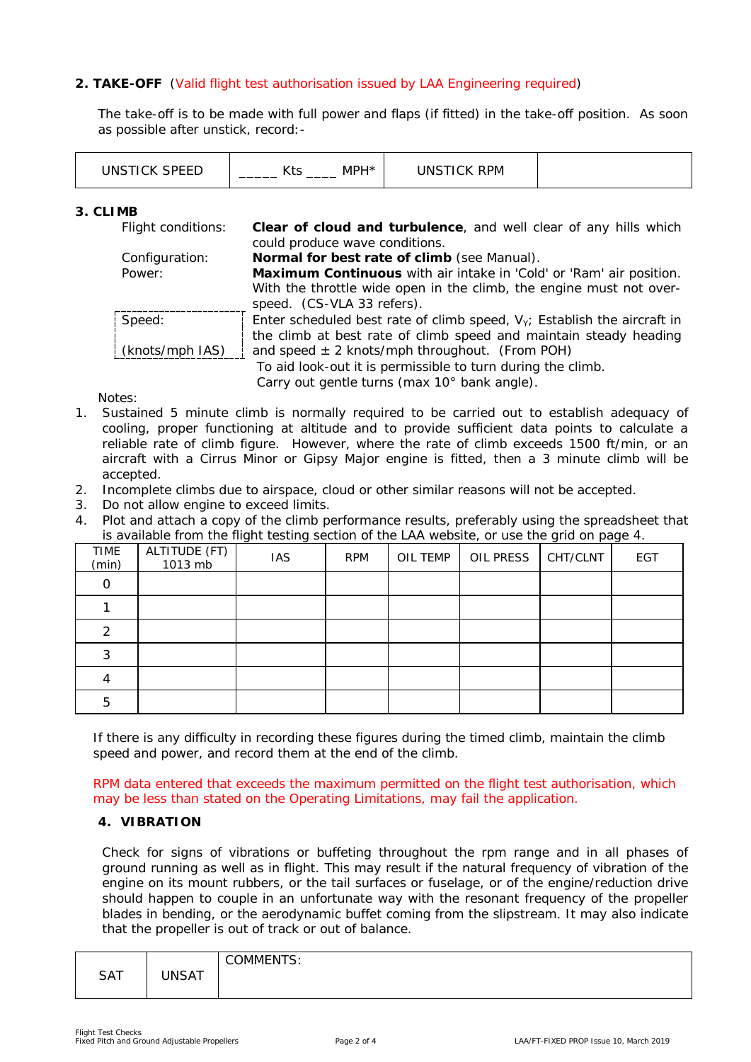## 2. TAKE-OFF (Valid flight test authorisation issued by LAA Engineering required)

The take-off is to be made with full power and flaps (if fitted) in the take-off position. As soon as possible after unstick, record:-

| UNSTICK SPEED | _____ Kts ____ MPH* | UNSTICK RPM | |
|---|---|---|---|

## 3. CLIMB

| | |
|---|---|
| Flight conditions: | **Clear of cloud and turbulence**, and well clear of any hills which could produce wave conditions. |
| Configuration: | **Normal for best rate of climb** (see Manual). |
| Power: | **Maximum Continuous** with air intake in 'Cold' or 'Ram' air position. With the throttle wide open in the climb, the engine must not over-speed. (CS-VLA 33 refers). |
| Speed: (knots/mph IAS) | Enter scheduled best rate of climb speed, $V_Y$; Establish the aircraft in the climb at best rate of climb speed and maintain steady heading and speed ± 2 knots/mph throughout. (From POH) To aid look-out it is permissible to turn during the climb. Carry out gentle turns (max 10° bank angle). |

Notes:

1. Sustained 5 minute climb is normally required to be carried out to establish adequacy of cooling, proper functioning at altitude and to provide sufficient data points to calculate a reliable rate of climb figure. However, where the rate of climb exceeds 1500 ft/min, or an aircraft with a Cirrus Minor or Gipsy Major engine is fitted, then a 3 minute climb will be accepted.
2. Incomplete climbs due to airspace, cloud or other similar reasons will not be accepted.
3. Do not allow engine to exceed limits.
4. Plot and attach a copy of the climb performance results, preferably using the spreadsheet that is available from the flight testing section of the LAA website, or use the grid on page 4.

| TIME (min) | ALTITUDE (FT) 1013 mb | IAS | RPM | OIL TEMP | OIL PRESS | CHT/CLNT | EGT |
|---|---|---|---|---|---|---|---|
| 0 | | | | | | | |
| 1 | | | | | | | |
| 2 | | | | | | | |
| 3 | | | | | | | |
| 4 | | | | | | | |
| 5 | | | | | | | |

If there is any difficulty in recording these figures during the timed climb, maintain the climb speed and power, and record them at the end of the climb.

RPM data entered that exceeds the maximum permitted on the flight test authorisation, which may be less than stated on the Operating Limitations, may fail the application.

## 4. VIBRATION

Check for signs of vibrations or buffeting throughout the rpm range and in all phases of ground running as well as in flight. This may result if the natural frequency of vibration of the engine on its mount rubbers, or the tail surfaces or fuselage, or of the engine/reduction drive should happen to couple in an unfortunate way with the resonant frequency of the propeller blades in bending, or the aerodynamic buffet coming from the slipstream. It may also indicate that the propeller is out of track or out of balance.

| SAT | UNSAT | COMMENTS: |
|---|---|---|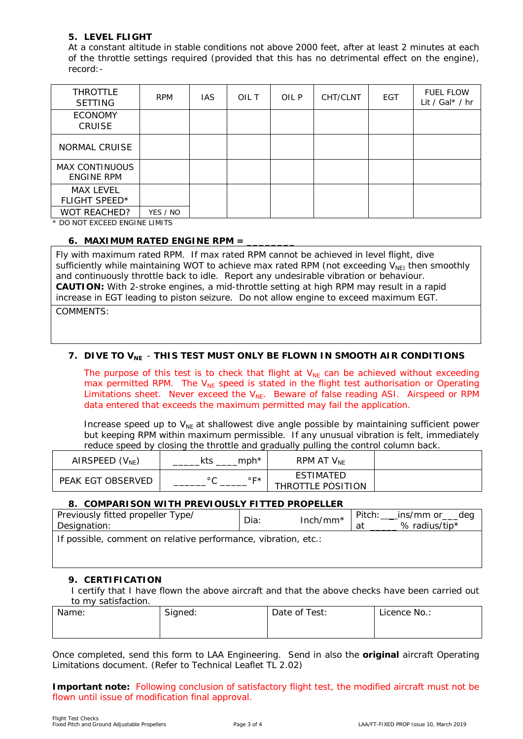### 5. LEVEL FLIGHT

At a constant altitude in stable conditions not above 2000 feet, after at least 2 minutes at each of the throttle settings required (provided that this has no detrimental effect on the engine), record:-

| THROTTLE SETTING | RPM | IAS | OIL T | OIL P | CHT/CLNT | EGT | FUEL FLOW Lit / Gal* / hr |
|---|---|---|---|---|---|---|---|
| ECONOMY CRUISE | | | | | | | |
| NORMAL CRUISE | | | | | | | |
| MAX CONTINUOUS ENGINE RPM | | | | | | | |
| MAX LEVEL FLIGHT SPEED* | | | | | | | |
| WOT REACHED? | YES / NO | | | | | | |

\* DO NOT EXCEED ENGINE LIMITS

### 6. MAXIMUM RATED ENGINE RPM = ________

Fly with maximum rated RPM. If max rated RPM cannot be achieved in level flight, dive sufficiently while maintaining WOT to achieve max rated RPM (not exceeding $V_{NE}$) then smoothly and continuously throttle back to idle. Report any undesirable vibration or behaviour.
**CAUTION:** With 2-stroke engines, a mid-throttle setting at high RPM may result in a rapid increase in EGT leading to piston seizure. Do not allow engine to exceed maximum EGT.

COMMENTS:

### 7. DIVE TO $V_{NE}$ - THIS TEST MUST ONLY BE FLOWN IN SMOOTH AIR CONDITIONS

The purpose of this test is to check that flight at $V_{NE}$ can be achieved without exceeding max permitted RPM. The $V_{NE}$ speed is stated in the flight test authorisation or Operating Limitations sheet. Never exceed the $V_{NE}$. Beware of false reading ASI. Airspeed or RPM data entered that exceeds the maximum permitted may fail the application.

Increase speed up to $V_{NE}$ at shallowest dive angle possible by maintaining sufficient power but keeping RPM within maximum permissible. If any unusual vibration is felt, immediately reduce speed by closing the throttle and gradually pulling the control column back.

| AIRSPEED ($V_{NE}$) | _____kts ____mph* | RPM AT $V_{NE}$ | |
|---|---|---|---|
| PEAK EGT OBSERVED | ______°C _____°F* | ESTIMATED THROTTLE POSITION | |

### 8. COMPARISON WITH PREVIOUSLY FITTED PROPELLER

| Previously fitted propeller Type/ Designation: | Dia: Inch/mm* | Pitch: ___ins/mm or___deg at _____ % radius/tip* |
|---|---|---|
| If possible, comment on relative performance, vibration, etc.: | | |

### 9. CERTIFICATION

I certify that I have flown the above aircraft and that the above checks have been carried out to my satisfaction.

| Name: | Signed: | Date of Test: | Licence No.: |
|---|---|---|---|
| | | | |

Once completed, send this form to LAA Engineering. Send in also the **original** aircraft Operating Limitations document. (Refer to Technical Leaflet TL 2.02)

**Important note:** Following conclusion of satisfactory flight test, the modified aircraft must not be flown until issue of modification final approval.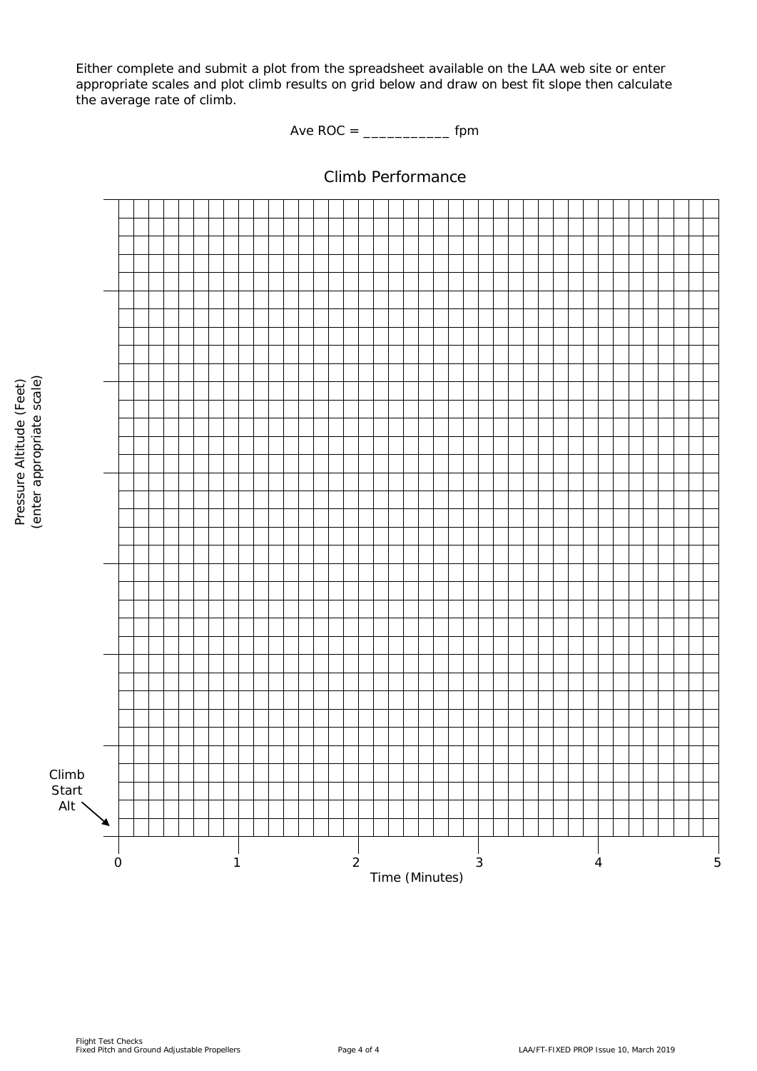Either complete and submit a plot from the spreadsheet available on the LAA web site or enter appropriate scales and plot climb results on grid below and draw on best fit slope then calculate the average rate of climb.

Ave ROC = ___________ fpm

Climb Performance

Pressure Altitude (Feet)
(enter appropriate scale)

Climb Start Alt

0
1
2
3
4
5

Time (Minutes)